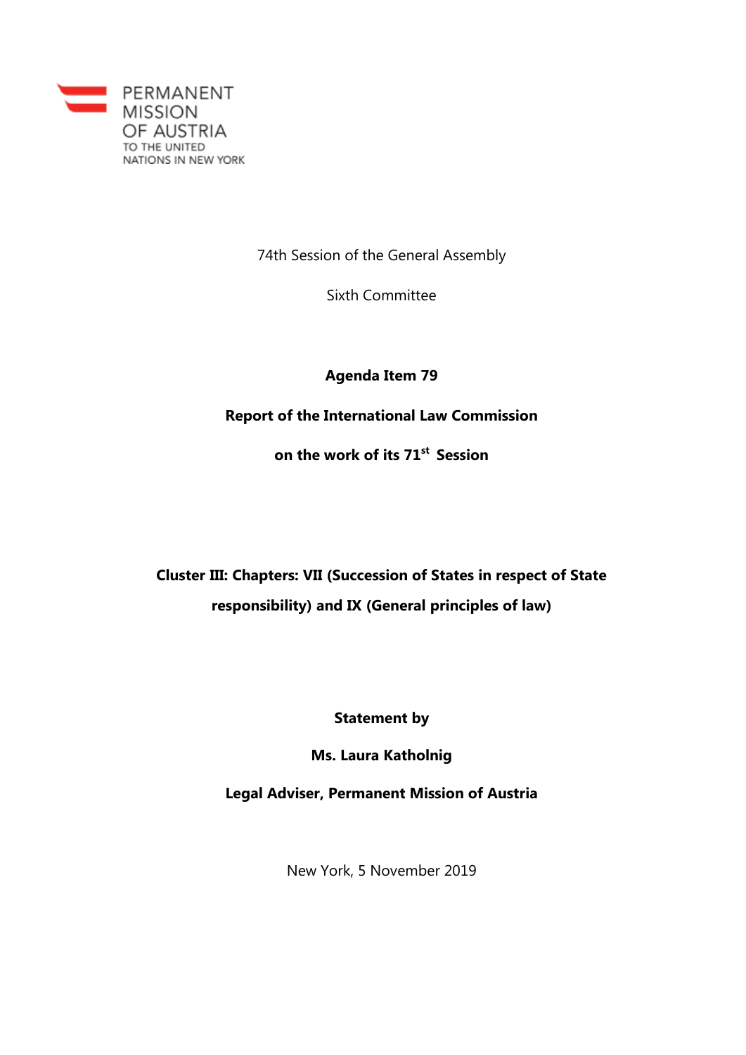PERMANENT MISSION OF AUSTRIA TO THE UNITED NATIONS IN NEW YORK

74th Session of the General Assembly

Sixth Committee

**Agenda Item 79**

**Report of the International Law Commission**

**on the work of its 71st Session**

**Cluster III: Chapters: VII (Succession of States in respect of State responsibility) and IX (General principles of law)**

**Statement by**

**Ms. Laura Katholnig**

**Legal Adviser, Permanent Mission of Austria**

New York, 5 November 2019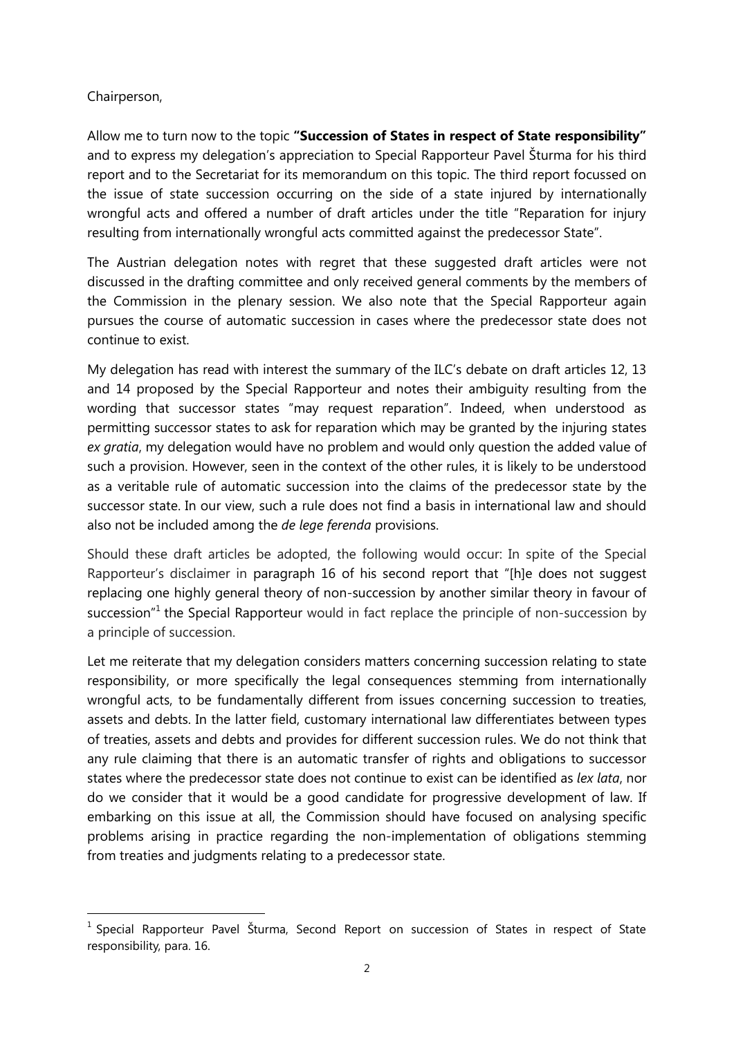Chairperson,

Allow me to turn now to the topic **"Succession of States in respect of State responsibility"** and to express my delegation's appreciation to Special Rapporteur Pavel Šturma for his third report and to the Secretariat for its memorandum on this topic. The third report focussed on the issue of state succession occurring on the side of a state injured by internationally wrongful acts and offered a number of draft articles under the title "Reparation for injury resulting from internationally wrongful acts committed against the predecessor State".

The Austrian delegation notes with regret that these suggested draft articles were not discussed in the drafting committee and only received general comments by the members of the Commission in the plenary session. We also note that the Special Rapporteur again pursues the course of automatic succession in cases where the predecessor state does not continue to exist.

My delegation has read with interest the summary of the ILC's debate on draft articles 12, 13 and 14 proposed by the Special Rapporteur and notes their ambiguity resulting from the wording that successor states "may request reparation". Indeed, when understood as permitting successor states to ask for reparation which may be granted by the injuring states *ex gratia*, my delegation would have no problem and would only question the added value of such a provision. However, seen in the context of the other rules, it is likely to be understood as a veritable rule of automatic succession into the claims of the predecessor state by the successor state. In our view, such a rule does not find a basis in international law and should also not be included among the *de lege ferenda* provisions.

Should these draft articles be adopted, the following would occur: In spite of the Special Rapporteur's disclaimer in paragraph 16 of his second report that "[h]e does not suggest replacing one highly general theory of non-succession by another similar theory in favour of succession"[1] the Special Rapporteur would in fact replace the principle of non-succession by a principle of succession.

Let me reiterate that my delegation considers matters concerning succession relating to state responsibility, or more specifically the legal consequences stemming from internationally wrongful acts, to be fundamentally different from issues concerning succession to treaties, assets and debts. In the latter field, customary international law differentiates between types of treaties, assets and debts and provides for different succession rules. We do not think that any rule claiming that there is an automatic transfer of rights and obligations to successor states where the predecessor state does not continue to exist can be identified as *lex lata*, nor do we consider that it would be a good candidate for progressive development of law. If embarking on this issue at all, the Commission should have focused on analysing specific problems arising in practice regarding the non-implementation of obligations stemming from treaties and judgments relating to a predecessor state.

---

[1] Special Rapporteur Pavel Šturma, Second Report on succession of States in respect of State responsibility, para. 16.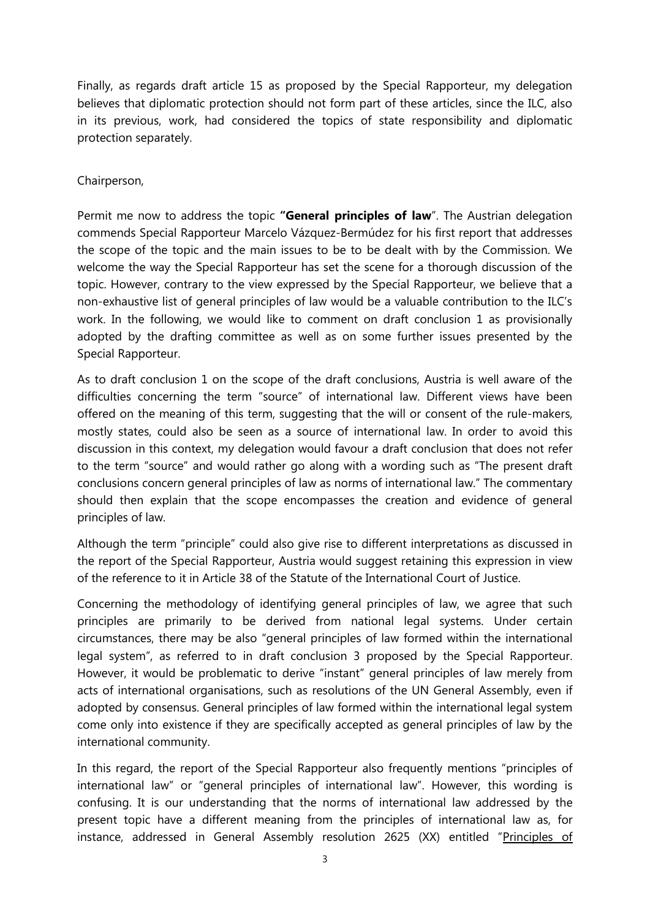Finally, as regards draft article 15 as proposed by the Special Rapporteur, my delegation believes that diplomatic protection should not form part of these articles, since the ILC, also in its previous, work, had considered the topics of state responsibility and diplomatic protection separately.

Chairperson,

Permit me now to address the topic **"General principles of law**". The Austrian delegation commends Special Rapporteur Marcelo Vázquez-Bermúdez for his first report that addresses the scope of the topic and the main issues to be to be dealt with by the Commission. We welcome the way the Special Rapporteur has set the scene for a thorough discussion of the topic. However, contrary to the view expressed by the Special Rapporteur, we believe that a non-exhaustive list of general principles of law would be a valuable contribution to the ILC's work. In the following, we would like to comment on draft conclusion 1 as provisionally adopted by the drafting committee as well as on some further issues presented by the Special Rapporteur.

As to draft conclusion 1 on the scope of the draft conclusions, Austria is well aware of the difficulties concerning the term "source" of international law. Different views have been offered on the meaning of this term, suggesting that the will or consent of the rule-makers, mostly states, could also be seen as a source of international law. In order to avoid this discussion in this context, my delegation would favour a draft conclusion that does not refer to the term "source" and would rather go along with a wording such as "The present draft conclusions concern general principles of law as norms of international law." The commentary should then explain that the scope encompasses the creation and evidence of general principles of law.

Although the term "principle" could also give rise to different interpretations as discussed in the report of the Special Rapporteur, Austria would suggest retaining this expression in view of the reference to it in Article 38 of the Statute of the International Court of Justice.

Concerning the methodology of identifying general principles of law, we agree that such principles are primarily to be derived from national legal systems. Under certain circumstances, there may be also "general principles of law formed within the international legal system", as referred to in draft conclusion 3 proposed by the Special Rapporteur. However, it would be problematic to derive "instant" general principles of law merely from acts of international organisations, such as resolutions of the UN General Assembly, even if adopted by consensus. General principles of law formed within the international legal system come only into existence if they are specifically accepted as general principles of law by the international community.

In this regard, the report of the Special Rapporteur also frequently mentions "principles of international law" or "general principles of international law". However, this wording is confusing. It is our understanding that the norms of international law addressed by the present topic have a different meaning from the principles of international law as, for instance, addressed in General Assembly resolution 2625 (XX) entitled "Principles of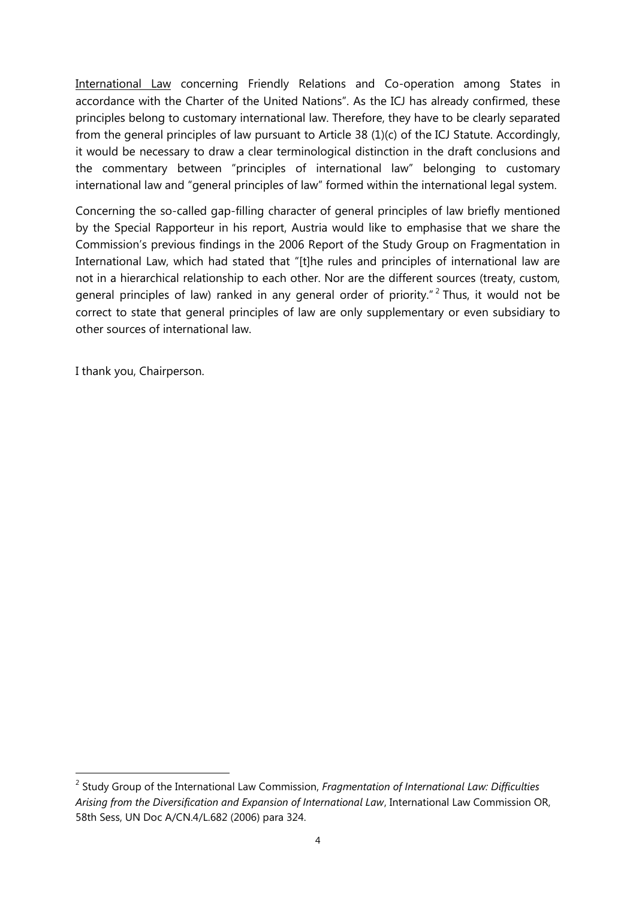International Law concerning Friendly Relations and Co-operation among States in accordance with the Charter of the United Nations". As the ICJ has already confirmed, these principles belong to customary international law. Therefore, they have to be clearly separated from the general principles of law pursuant to Article 38 (1)(c) of the ICJ Statute. Accordingly, it would be necessary to draw a clear terminological distinction in the draft conclusions and the commentary between "principles of international law" belonging to customary international law and "general principles of law" formed within the international legal system.

Concerning the so-called gap-filling character of general principles of law briefly mentioned by the Special Rapporteur in his report, Austria would like to emphasise that we share the Commission's previous findings in the 2006 Report of the Study Group on Fragmentation in International Law, which had stated that "[t]he rules and principles of international law are not in a hierarchical relationship to each other. Nor are the different sources (treaty, custom, general principles of law) ranked in any general order of priority." [2] Thus, it would not be correct to state that general principles of law are only supplementary or even subsidiary to other sources of international law.

I thank you, Chairperson.

---

[2] Study Group of the International Law Commission, *Fragmentation of International Law: Difficulties Arising from the Diversification and Expansion of International Law*, International Law Commission OR, 58th Sess, UN Doc A/CN.4/L.682 (2006) para 324.